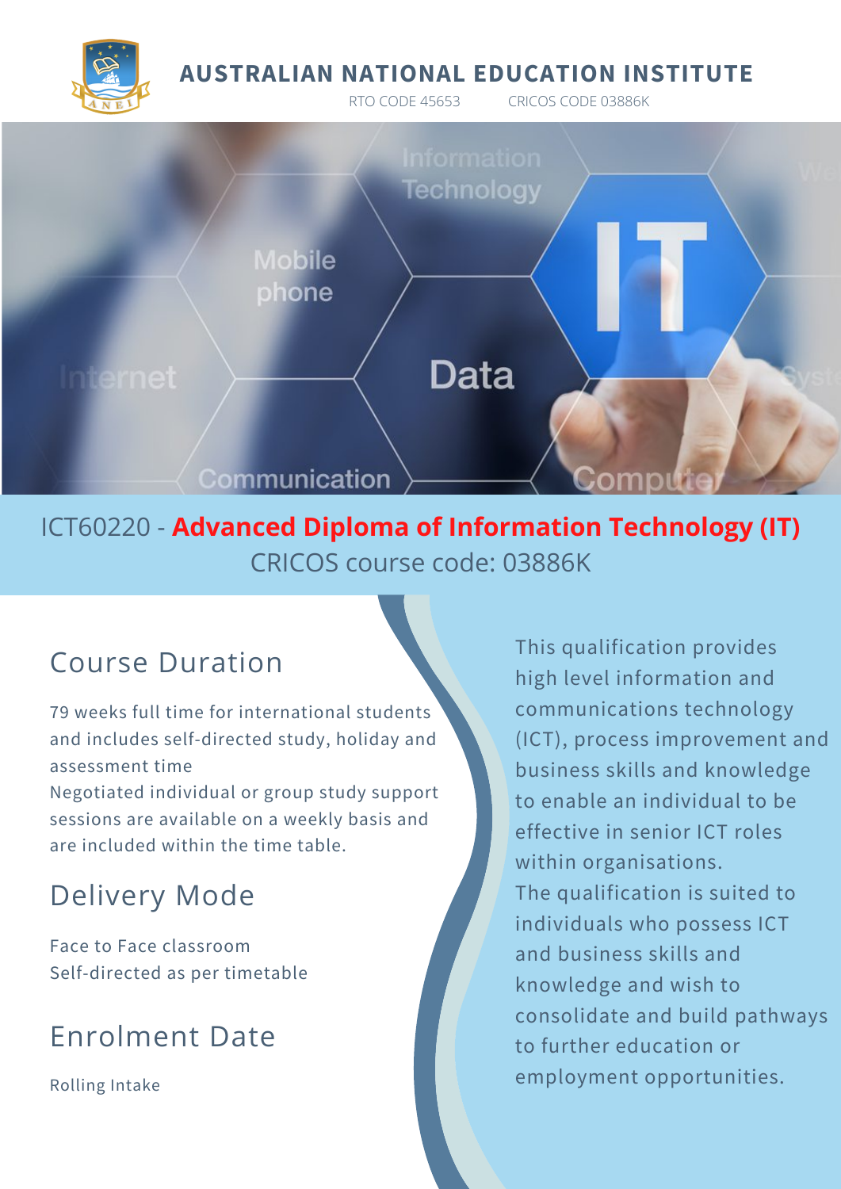# AUSTRALIAN NATIONAL EDUCATION INSTITUTE

RTO CODE 45653 CRICOS CODE 03886K

## ICT60220 - **Advanced Diploma of Information Technology (IT)**

CRICOS course code: 03886K

## Course Duration

79 weeks full time for international students and includes self-directed study, holiday and assessment time

Negotiated individual or group study support sessions are available on a weekly basis and are included within the time table.

## Delivery Mode

Face to Face classroom

Self-directed as per timetable

## Enrolment Date

Rolling Intake

This qualification provides high level information and communications technology (ICT), process improvement and business skills and knowledge to enable an individual to be effective in senior ICT roles within organisations.

The qualification is suited to individuals who possess ICT and business skills and knowledge and wish to consolidate and build pathways to further education or employment opportunities.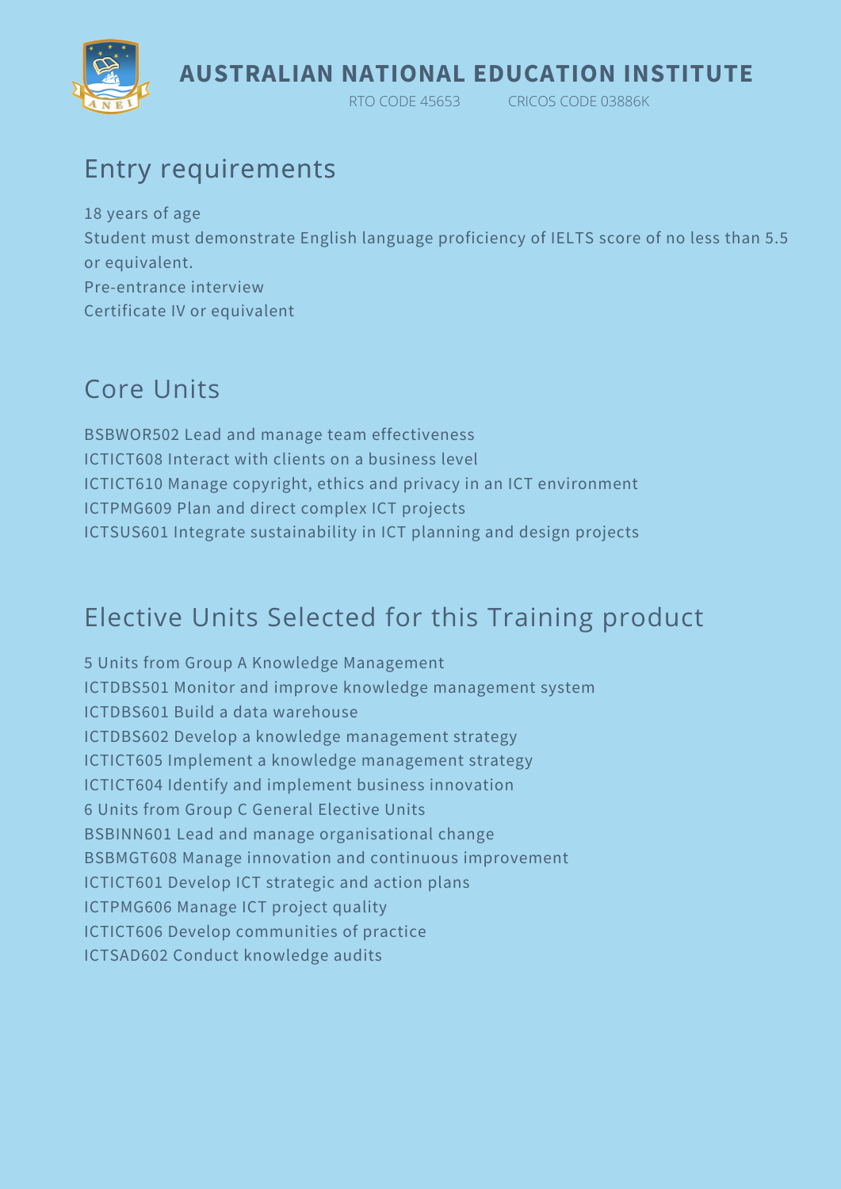**AUSTRALIAN NATIONAL EDUCATION INSTITUTE**

RTO CODE 45653 CRICOS CODE 03886K

## Entry requirements

18 years of age
Student must demonstrate English language proficiency of IELTS score of no less than 5.5 or equivalent.
Pre-entrance interview
Certificate IV or equivalent

## Core Units

BSBWOR502 Lead and manage team effectiveness
ICTICT608 Interact with clients on a business level
ICTICT610 Manage copyright, ethics and privacy in an ICT environment
ICTPMG609 Plan and direct complex ICT projects
ICTSUS601 Integrate sustainability in ICT planning and design projects

## Elective Units Selected for this Training product

5 Units from Group A Knowledge Management
ICTDBS501 Monitor and improve knowledge management system
ICTDBS601 Build a data warehouse
ICTDBS602 Develop a knowledge management strategy
ICTICT605 Implement a knowledge management strategy
ICTICT604 Identify and implement business innovation
6 Units from Group C General Elective Units
BSBINN601 Lead and manage organisational change
BSBMGT608 Manage innovation and continuous improvement
ICTICT601 Develop ICT strategic and action plans
ICTPMG606 Manage ICT project quality
ICTICT606 Develop communities of practice
ICTSAD602 Conduct knowledge audits